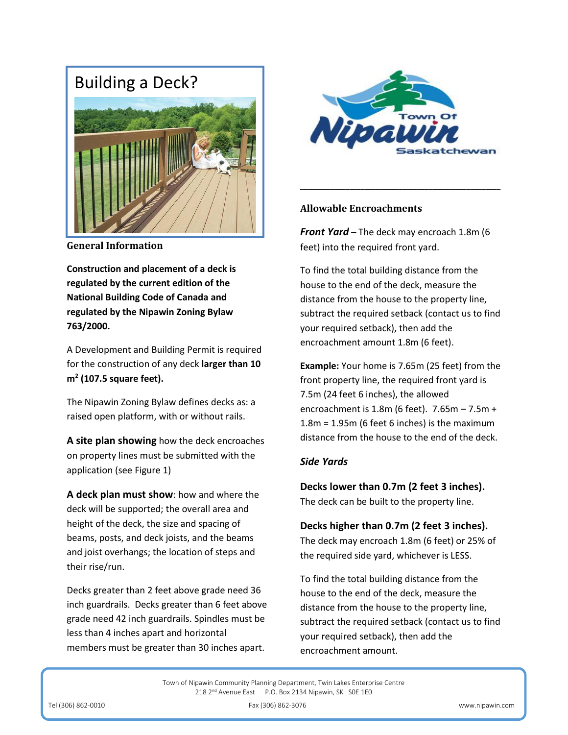# Building a Deck?

### General Information

**Construction and placement of a deck is regulated by the current edition of the National Building Code of Canada and regulated by the Nipawin Zoning Bylaw 763/2000.**

A Development and Building Permit is required for the construction of any deck **larger than 10 $m^2$ (107.5 square feet).**

The Nipawin Zoning Bylaw defines decks as: a raised open platform, with or without rails.

**A site plan showing** how the deck encroaches on property lines must be submitted with the application (see Figure 1)

**A deck plan must show**: how and where the deck will be supported; the overall area and height of the deck, the size and spacing of beams, posts, and deck joists, and the beams and joist overhangs; the location of steps and their rise/run.

Decks greater than 2 feet above grade need 36 inch guardrails. Decks greater than 6 feet above grade need 42 inch guardrails. Spindles must be less than 4 inches apart and horizontal members must be greater than 30 inches apart.

Town Of Nipawin Saskatchewan

---

### Allowable Encroachments

***Front Yard*** – The deck may encroach 1.8m (6 feet) into the required front yard.

To find the total building distance from the house to the end of the deck, measure the distance from the house to the property line, subtract the required setback (contact us to find your required setback), then add the encroachment amount 1.8m (6 feet).

**Example:** Your home is 7.65m (25 feet) from the front property line, the required front yard is 7.5m (24 feet 6 inches), the allowed encroachment is 1.8m (6 feet). 7.65m – 7.5m + 1.8m = 1.95m (6 feet 6 inches) is the maximum distance from the house to the end of the deck.

***Side Yards***

**Decks lower than 0.7m (2 feet 3 inches).**
The deck can be built to the property line.

**Decks higher than 0.7m (2 feet 3 inches).**
The deck may encroach 1.8m (6 feet) or 25% of the required side yard, whichever is LESS.

To find the total building distance from the house to the end of the deck, measure the distance from the house to the property line, subtract the required setback (contact us to find your required setback), then add the encroachment amount.

Town of Nipawin Community Planning Department, Twin Lakes Enterprise Centre
218 2nd Avenue East P.O. Box 2134 Nipawin, SK S0E 1E0

Tel (306) 862-0010 Fax (306) 862-3076 www.nipawin.com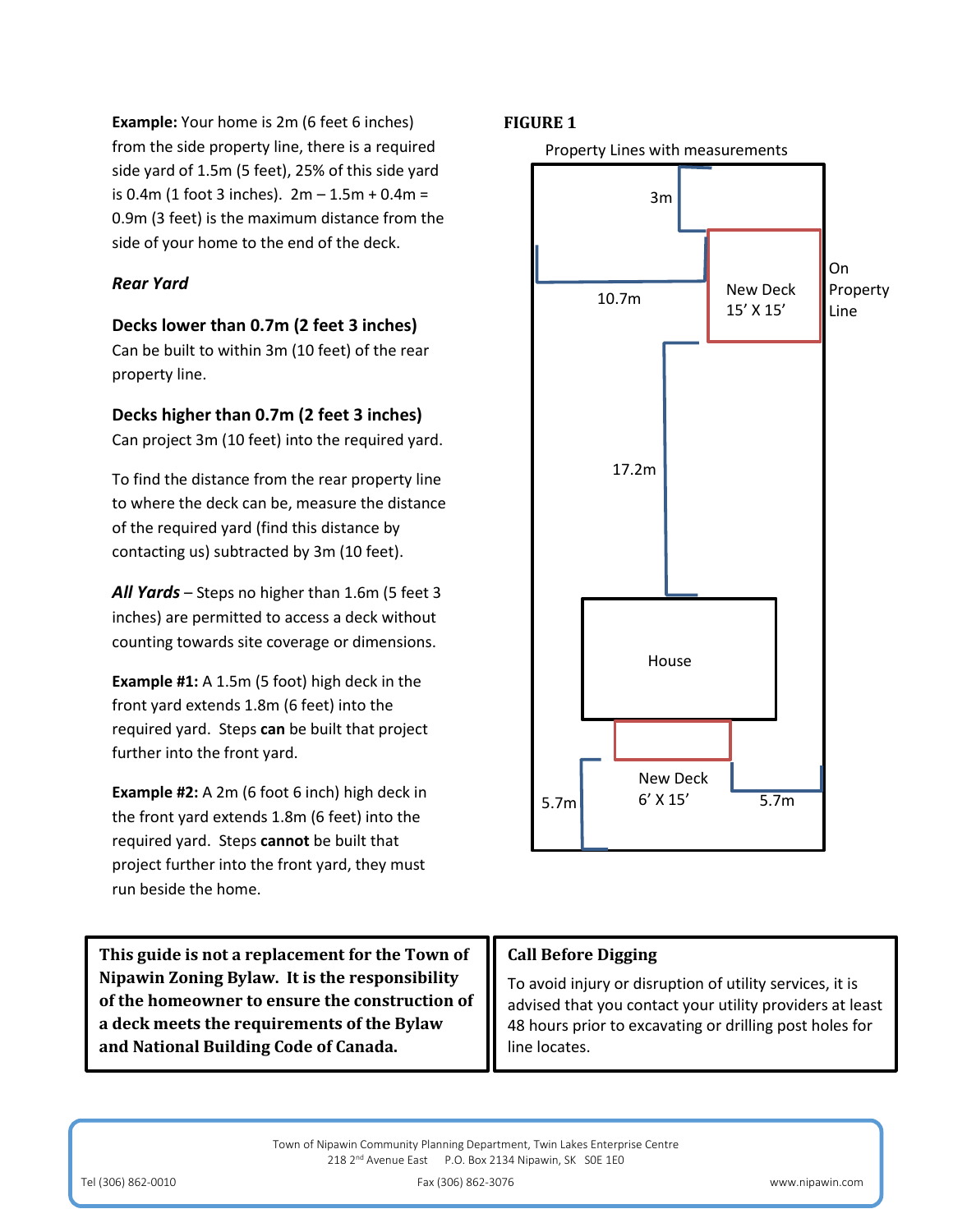**Example:** Your home is 2m (6 feet 6 inches) from the side property line, there is a required side yard of 1.5m (5 feet), 25% of this side yard is 0.4m (1 foot 3 inches). 2m – 1.5m + 0.4m = 0.9m (3 feet) is the maximum distance from the side of your home to the end of the deck.

### *Rear Yard*

**Decks lower than 0.7m (2 feet 3 inches)**
Can be built to within 3m (10 feet) of the rear property line.

**Decks higher than 0.7m (2 feet 3 inches)**
Can project 3m (10 feet) into the required yard.

To find the distance from the rear property line to where the deck can be, measure the distance of the required yard (find this distance by contacting us) subtracted by 3m (10 feet).

***All Yards*** – Steps no higher than 1.6m (5 feet 3 inches) are permitted to access a deck without counting towards site coverage or dimensions.

**Example #1:** A 1.5m (5 foot) high deck in the front yard extends 1.8m (6 feet) into the required yard. Steps **can** be built that project further into the front yard.

**Example #2:** A 2m (6 foot 6 inch) high deck in the front yard extends 1.8m (6 feet) into the required yard. Steps **cannot** be built that project further into the front yard, they must run beside the home.

**FIGURE 1**

Property Lines with measurements

3m

10.7m

New Deck
15' X 15'

On
Property
Line

17.2m

House

New Deck
6' X 15'

5.7m

5.7m

**This guide is not a replacement for the Town of Nipawin Zoning Bylaw. It is the responsibility of the homeowner to ensure the construction of a deck meets the requirements of the Bylaw and National Building Code of Canada.**

**Call Before Digging**

To avoid injury or disruption of utility services, it is advised that you contact your utility providers at least 48 hours prior to excavating or drilling post holes for line locates.

Town of Nipawin Community Planning Department, Twin Lakes Enterprise Centre
218 2nd Avenue East P.O. Box 2134 Nipawin, SK S0E 1E0
Tel (306) 862-0010 Fax (306) 862-3076 www.nipawin.com